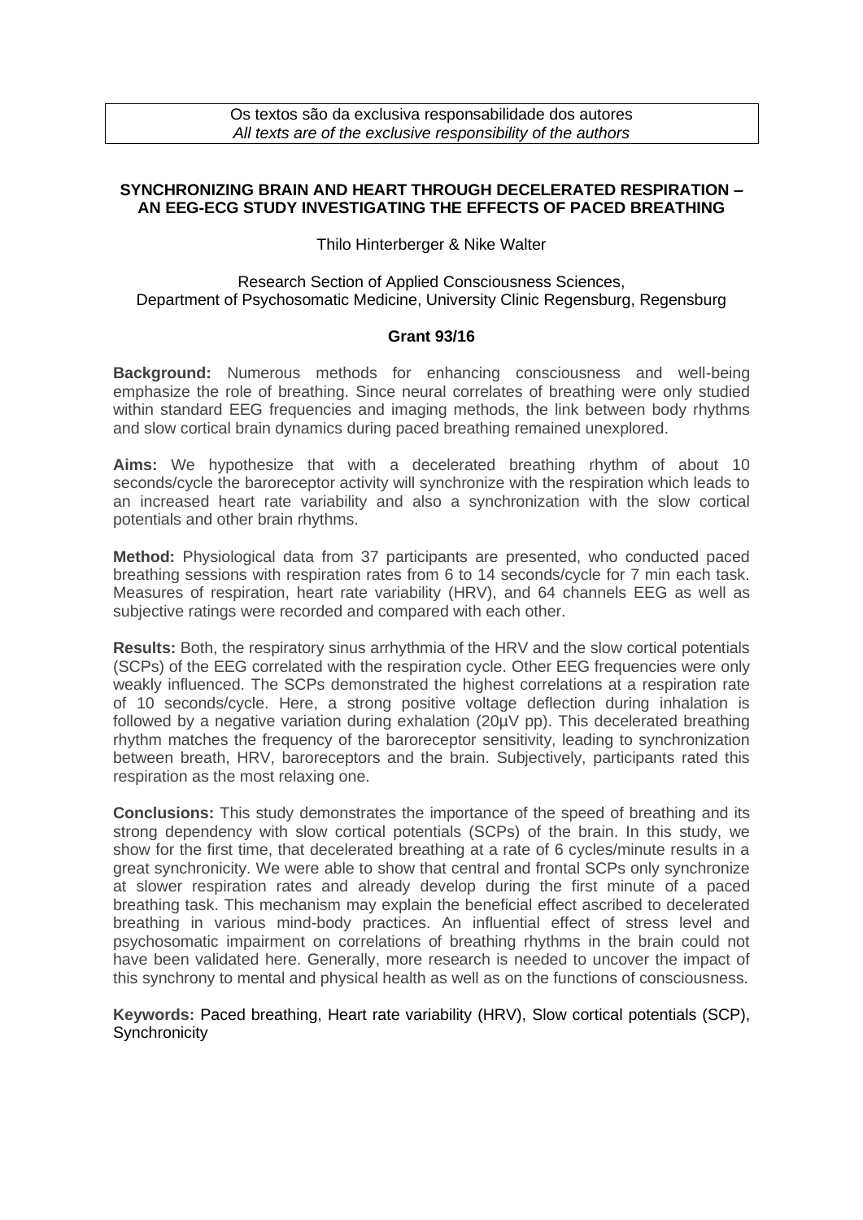Os textos são da exclusiva responsabilidade dos autores
*All texts are of the exclusive responsibility of the authors*

# SYNCHRONIZING BRAIN AND HEART THROUGH DECELERATED RESPIRATION – AN EEG-ECG STUDY INVESTIGATING THE EFFECTS OF PACED BREATHING

Thilo Hinterberger & Nike Walter

Research Section of Applied Consciousness Sciences,
Department of Psychosomatic Medicine, University Clinic Regensburg, Regensburg

**Grant 93/16**

**Background:** Numerous methods for enhancing consciousness and well-being emphasize the role of breathing. Since neural correlates of breathing were only studied within standard EEG frequencies and imaging methods, the link between body rhythms and slow cortical brain dynamics during paced breathing remained unexplored.

**Aims:** We hypothesize that with a decelerated breathing rhythm of about 10 seconds/cycle the baroreceptor activity will synchronize with the respiration which leads to an increased heart rate variability and also a synchronization with the slow cortical potentials and other brain rhythms.

**Method:** Physiological data from 37 participants are presented, who conducted paced breathing sessions with respiration rates from 6 to 14 seconds/cycle for 7 min each task. Measures of respiration, heart rate variability (HRV), and 64 channels EEG as well as subjective ratings were recorded and compared with each other.

**Results:** Both, the respiratory sinus arrhythmia of the HRV and the slow cortical potentials (SCPs) of the EEG correlated with the respiration cycle. Other EEG frequencies were only weakly influenced. The SCPs demonstrated the highest correlations at a respiration rate of 10 seconds/cycle. Here, a strong positive voltage deflection during inhalation is followed by a negative variation during exhalation (20µV pp). This decelerated breathing rhythm matches the frequency of the baroreceptor sensitivity, leading to synchronization between breath, HRV, baroreceptors and the brain. Subjectively, participants rated this respiration as the most relaxing one.

**Conclusions:** This study demonstrates the importance of the speed of breathing and its strong dependency with slow cortical potentials (SCPs) of the brain. In this study, we show for the first time, that decelerated breathing at a rate of 6 cycles/minute results in a great synchronicity. We were able to show that central and frontal SCPs only synchronize at slower respiration rates and already develop during the first minute of a paced breathing task. This mechanism may explain the beneficial effect ascribed to decelerated breathing in various mind-body practices. An influential effect of stress level and psychosomatic impairment on correlations of breathing rhythms in the brain could not have been validated here. Generally, more research is needed to uncover the impact of this synchrony to mental and physical health as well as on the functions of consciousness.

**Keywords:** Paced breathing, Heart rate variability (HRV), Slow cortical potentials (SCP), Synchronicity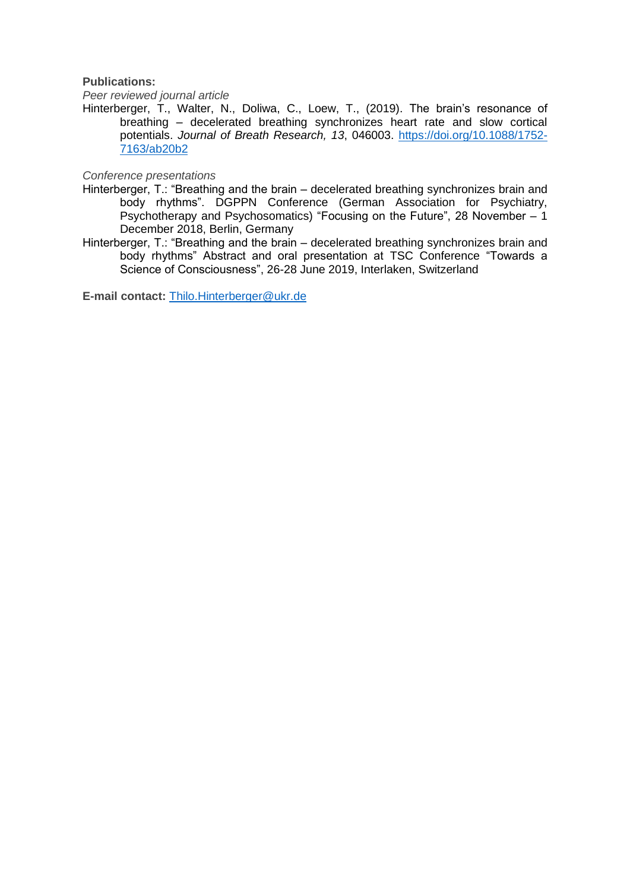**Publications:**

*Peer reviewed journal article*

Hinterberger, T., Walter, N., Doliwa, C., Loew, T., (2019). The brain's resonance of breathing – decelerated breathing synchronizes heart rate and slow cortical potentials. *Journal of Breath Research, 13*, 046003. https://doi.org/10.1088/1752-7163/ab20b2

*Conference presentations*

Hinterberger, T.: "Breathing and the brain – decelerated breathing synchronizes brain and body rhythms". DGPPN Conference (German Association for Psychiatry, Psychotherapy and Psychosomatics) "Focusing on the Future", 28 November – 1 December 2018, Berlin, Germany

Hinterberger, T.: "Breathing and the brain – decelerated breathing synchronizes brain and body rhythms" Abstract and oral presentation at TSC Conference "Towards a Science of Consciousness", 26-28 June 2019, Interlaken, Switzerland

**E-mail contact:** Thilo.Hinterberger@ukr.de